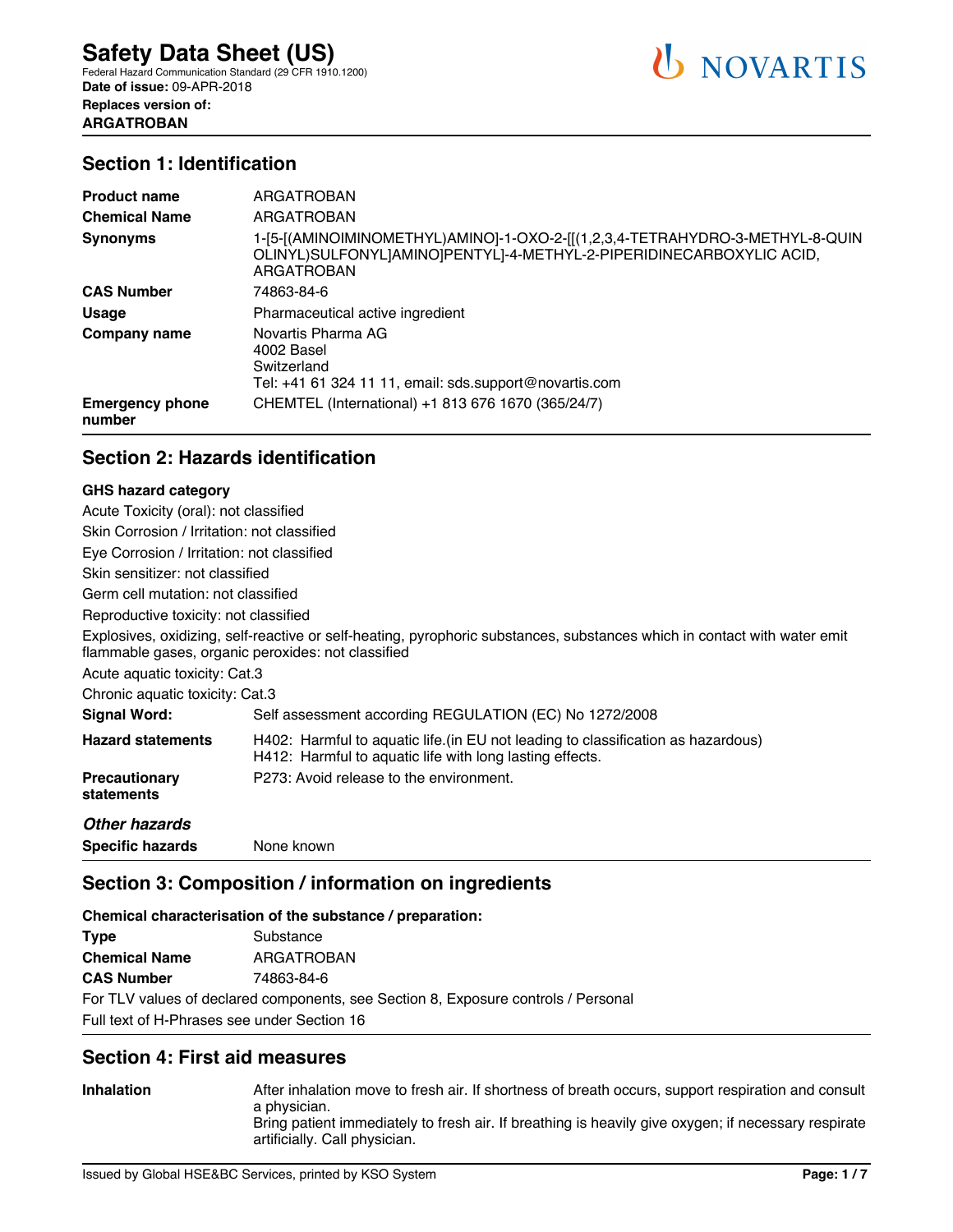# Safety Data Sheet (US)

Federal Hazard Communication Standard (29 CFR 1910.1200)
**Date of issue:** 09-APR-2018
**Replaces version of:**
**ARGATROBAN**

## Section 1: Identification

| | |
|---|---|
| **Product name** | ARGATROBAN |
| **Chemical Name** | ARGATROBAN |
| **Synonyms** | 1-[5-[(AMINOIMINOMETHYL)AMINO]-1-OXO-2-[[(1,2,3,4-TETRAHYDRO-3-METHYL-8-QUINOLINYL)SULFONYL]AMINO]PENTYL]-4-METHYL-2-PIPERIDINECARBOXYLIC ACID, ARGATROBAN |
| **CAS Number** | 74863-84-6 |
| **Usage** | Pharmaceutical active ingredient |
| **Company name** | Novartis Pharma AG<br>4002 Basel<br>Switzerland<br>Tel: +41 61 324 11 11, email: sds.support@novartis.com |
| **Emergency phone number** | CHEMTEL (International) +1 813 676 1670 (365/24/7) |

## Section 2: Hazards identification

**GHS hazard category**

Acute Toxicity (oral): not classified

Skin Corrosion / Irritation: not classified

Eye Corrosion / Irritation: not classified

Skin sensitizer: not classified

Germ cell mutation: not classified

Reproductive toxicity: not classified

Explosives, oxidizing, self-reactive or self-heating, pyrophoric substances, substances which in contact with water emit flammable gases, organic peroxides: not classified

Acute aquatic toxicity: Cat.3

Chronic aquatic toxicity: Cat.3

| | |
|---|---|
| **Signal Word:** | Self assessment according REGULATION (EC) No 1272/2008 |
| **Hazard statements** | H402: Harmful to aquatic life.(in EU not leading to classification as hazardous)<br>H412: Harmful to aquatic life with long lasting effects. |
| **Precautionary statements** | P273: Avoid release to the environment. |

***Other hazards***

| | |
|---|---|
| **Specific hazards** | None known |

## Section 3: Composition / information on ingredients

**Chemical characterisation of the substance / preparation:**

| | |
|---|---|
| **Type** | Substance |
| **Chemical Name** | ARGATROBAN |
| **CAS Number** | 74863-84-6 |

For TLV values of declared components, see Section 8, Exposure controls / Personal

Full text of H-Phrases see under Section 16

## Section 4: First aid measures

| | |
|---|---|
| **Inhalation** | After inhalation move to fresh air. If shortness of breath occurs, support respiration and consult a physician.<br>Bring patient immediately to fresh air. If breathing is heavily give oxygen; if necessary respirate artificially. Call physician. |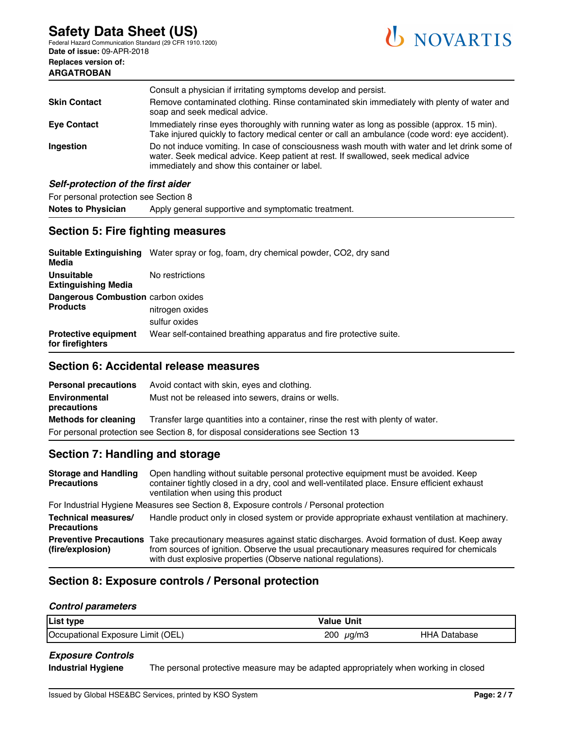| | |
|---|---|
| | Consult a physician if irritating symptoms develop and persist. |
| **Skin Contact** | Remove contaminated clothing. Rinse contaminated skin immediately with plenty of water and soap and seek medical advice. |
| **Eye Contact** | Immediately rinse eyes thoroughly with running water as long as possible (approx. 15 min). Take injured quickly to factory medical center or call an ambulance (code word: eye accident). |
| **Ingestion** | Do not induce vomiting. In case of consciousness wash mouth with water and let drink some of water. Seek medical advice. Keep patient at rest. If swallowed, seek medical advice immediately and show this container or label. |

***Self-protection of the first aider***

For personal protection see Section 8

| | |
|---|---|
| **Notes to Physician** | Apply general supportive and symptomatic treatment. |

## Section 5: Fire fighting measures

| | |
|---|---|
| **Suitable Extinguishing Media** | Water spray or fog, foam, dry chemical powder, $CO_2$, dry sand |
| **Unsuitable Extinguishing Media** | No restrictions |
| **Dangerous Combustion Products** | carbon oxides<br>nitrogen oxides<br>sulfur oxides |
| **Protective equipment for firefighters** | Wear self-contained breathing apparatus and fire protective suite. |

## Section 6: Accidental release measures

| | |
|---|---|
| **Personal precautions** | Avoid contact with skin, eyes and clothing. |
| **Environmental precautions** | Must not be released into sewers, drains or wells. |
| **Methods for cleaning** | Transfer large quantities into a container, rinse the rest with plenty of water. |

For personal protection see Section 8, for disposal considerations see Section 13

## Section 7: Handling and storage

| | |
|---|---|
| **Storage and Handling Precautions** | Open handling without suitable personal protective equipment must be avoided. Keep container tightly closed in a dry, cool and well-ventilated place. Ensure efficient exhaust ventilation when using this product |

For Industrial Hygiene Measures see Section 8, Exposure controls / Personal protection

| | |
|---|---|
| **Technical measures/ Precautions** | Handle product only in closed system or provide appropriate exhaust ventilation at machinery. |
| **Preventive Precautions (fire/explosion)** | Take precautionary measures against static discharges. Avoid formation of dust. Keep away from sources of ignition. Observe the usual precautionary measures required for chemicals with dust explosive properties (Observe national regulations). |

## Section 8: Exposure controls / Personal protection

***Control parameters***

| List type | Value | Unit | |
|---|---|---|---|
| Occupational Exposure Limit (OEL) | 200 | µg/m3 | HHA Database |

***Exposure Controls***

| | |
|---|---|
| **Industrial Hygiene** | The personal protective measure may be adapted appropriately when working in closed |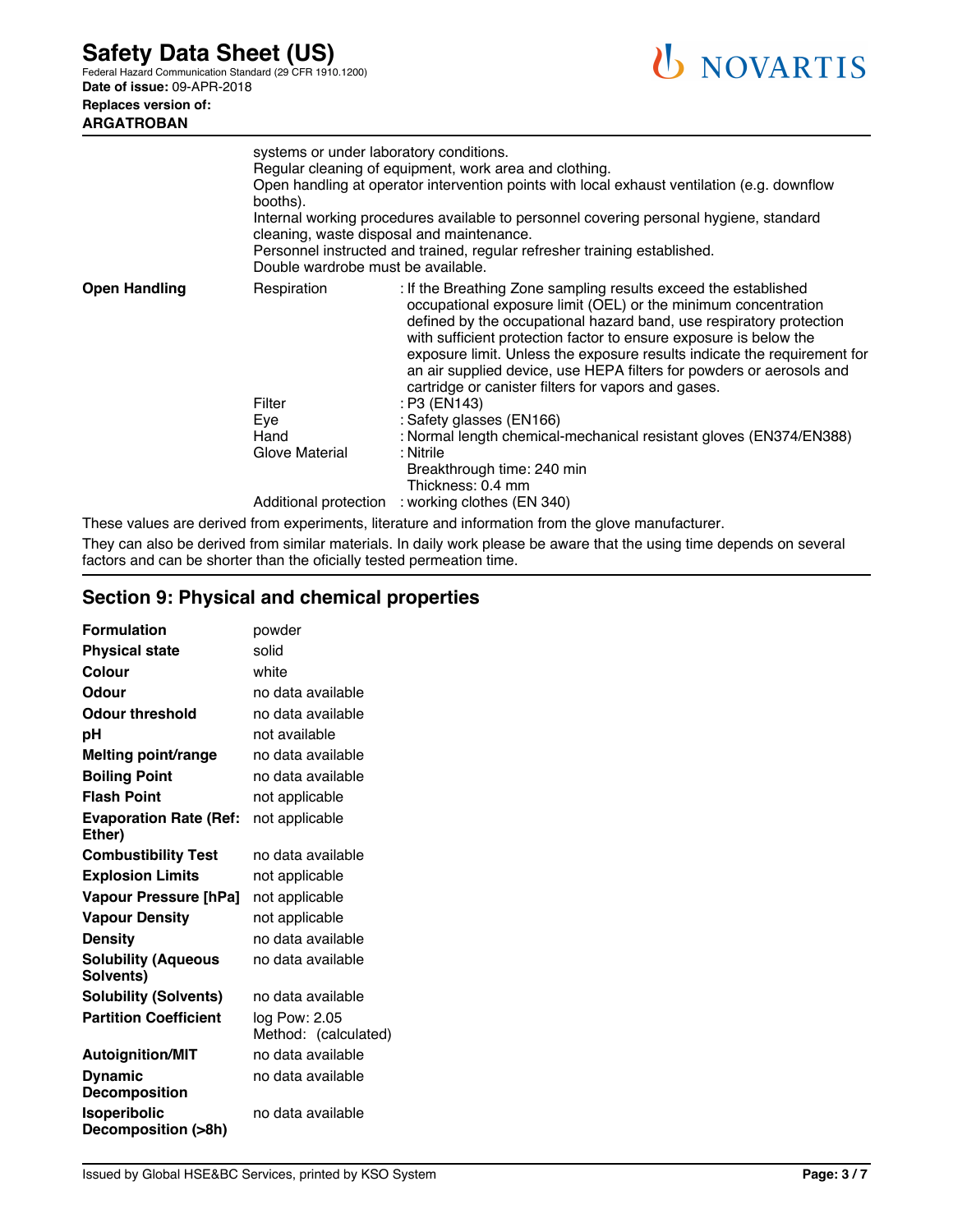systems or under laboratory conditions.
Regular cleaning of equipment, work area and clothing.
Open handling at operator intervention points with local exhaust ventilation (e.g. downflow booths).
Internal working procedures available to personnel covering personal hygiene, standard cleaning, waste disposal and maintenance.
Personnel instructed and trained, regular refresher training established.
Double wardrobe must be available.

| | | |
|---|---|---|
| **Open Handling** | Respiration | : If the Breathing Zone sampling results exceed the established occupational exposure limit (OEL) or the minimum concentration defined by the occupational hazard band, use respiratory protection with sufficient protection factor to ensure exposure is below the exposure limit. Unless the exposure results indicate the requirement for an air supplied device, use HEPA filters for powders or aerosols and cartridge or canister filters for vapors and gases. |
| | Filter | : P3 (EN143) |
| | Eye | : Safety glasses (EN166) |
| | Hand | : Normal length chemical-mechanical resistant gloves (EN374/EN388) |
| | Glove Material | : Nitrile<br>Breakthrough time: 240 min<br>Thickness: 0.4 mm |
| | Additional protection | : working clothes (EN 340) |

These values are derived from experiments, literature and information from the glove manufacturer.

They can also be derived from similar materials. In daily work please be aware that the using time depends on several factors and can be shorter than the oficially tested permeation time.

## Section 9: Physical and chemical properties

| | |
|---|---|
| **Formulation** | powder |
| **Physical state** | solid |
| **Colour** | white |
| **Odour** | no data available |
| **Odour threshold** | no data available |
| **pH** | not available |
| **Melting point/range** | no data available |
| **Boiling Point** | no data available |
| **Flash Point** | not applicable |
| **Evaporation Rate (Ref: Ether)** | not applicable |
| **Combustibility Test** | no data available |
| **Explosion Limits** | not applicable |
| **Vapour Pressure [hPa]** | not applicable |
| **Vapour Density** | not applicable |
| **Density** | no data available |
| **Solubility (Aqueous Solvents)** | no data available |
| **Solubility (Solvents)** | no data available |
| **Partition Coefficient** | log Pow: 2.05<br>Method: (calculated) |
| **Autoignition/MIT** | no data available |
| **Dynamic Decomposition** | no data available |
| **Isoperibolic Decomposition (>8h)** | no data available |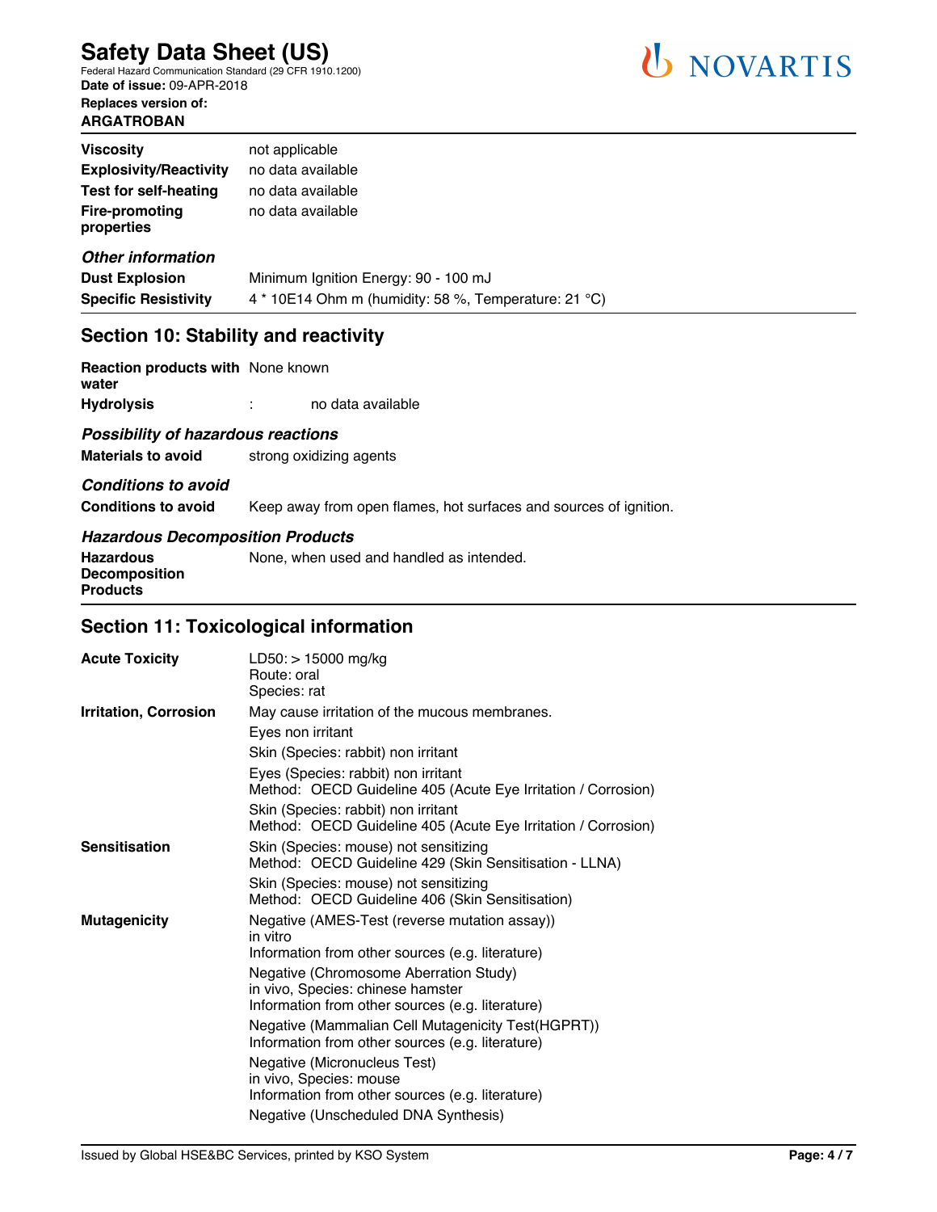| | |
|---|---|
| **Viscosity** | not applicable |
| **Explosivity/Reactivity** | no data available |
| **Test for self-heating** | no data available |
| **Fire-promoting properties** | no data available |

### *Other information*

| | |
|---|---|
| **Dust Explosion** | Minimum Ignition Energy: 90 - 100 mJ |
| **Specific Resistivity** | 4 * 10E14 Ohm m (humidity: 58 %, Temperature: 21 °C) |

## Section 10: Stability and reactivity

| | |
|---|---|
| **Reaction products with water** | None known |
| **Hydrolysis** | : no data available |

### *Possibility of hazardous reactions*

| | |
|---|---|
| **Materials to avoid** | strong oxidizing agents |

### *Conditions to avoid*

| | |
|---|---|
| **Conditions to avoid** | Keep away from open flames, hot surfaces and sources of ignition. |

### *Hazardous Decomposition Products*

| | |
|---|---|
| **Hazardous Decomposition Products** | None, when used and handled as intended. |

## Section 11: Toxicological information

| | |
|---|---|
| **Acute Toxicity** | LD50: > 15000 mg/kg<br>Route: oral<br>Species: rat |
| **Irritation, Corrosion** | May cause irritation of the mucous membranes. |
| | Eyes non irritant |
| | Skin (Species: rabbit) non irritant |
| | Eyes (Species: rabbit) non irritant<br>Method: OECD Guideline 405 (Acute Eye Irritation / Corrosion) |
| | Skin (Species: rabbit) non irritant<br>Method: OECD Guideline 405 (Acute Eye Irritation / Corrosion) |
| **Sensitisation** | Skin (Species: mouse) not sensitizing<br>Method: OECD Guideline 429 (Skin Sensitisation - LLNA) |
| | Skin (Species: mouse) not sensitizing<br>Method: OECD Guideline 406 (Skin Sensitisation) |
| **Mutagenicity** | Negative (AMES-Test (reverse mutation assay))<br>in vitro<br>Information from other sources (e.g. literature) |
| | Negative (Chromosome Aberration Study)<br>in vivo, Species: chinese hamster<br>Information from other sources (e.g. literature) |
| | Negative (Mammalian Cell Mutagenicity Test(HGPRT))<br>Information from other sources (e.g. literature) |
| | Negative (Micronucleus Test)<br>in vivo, Species: mouse<br>Information from other sources (e.g. literature) |
| | Negative (Unscheduled DNA Synthesis) |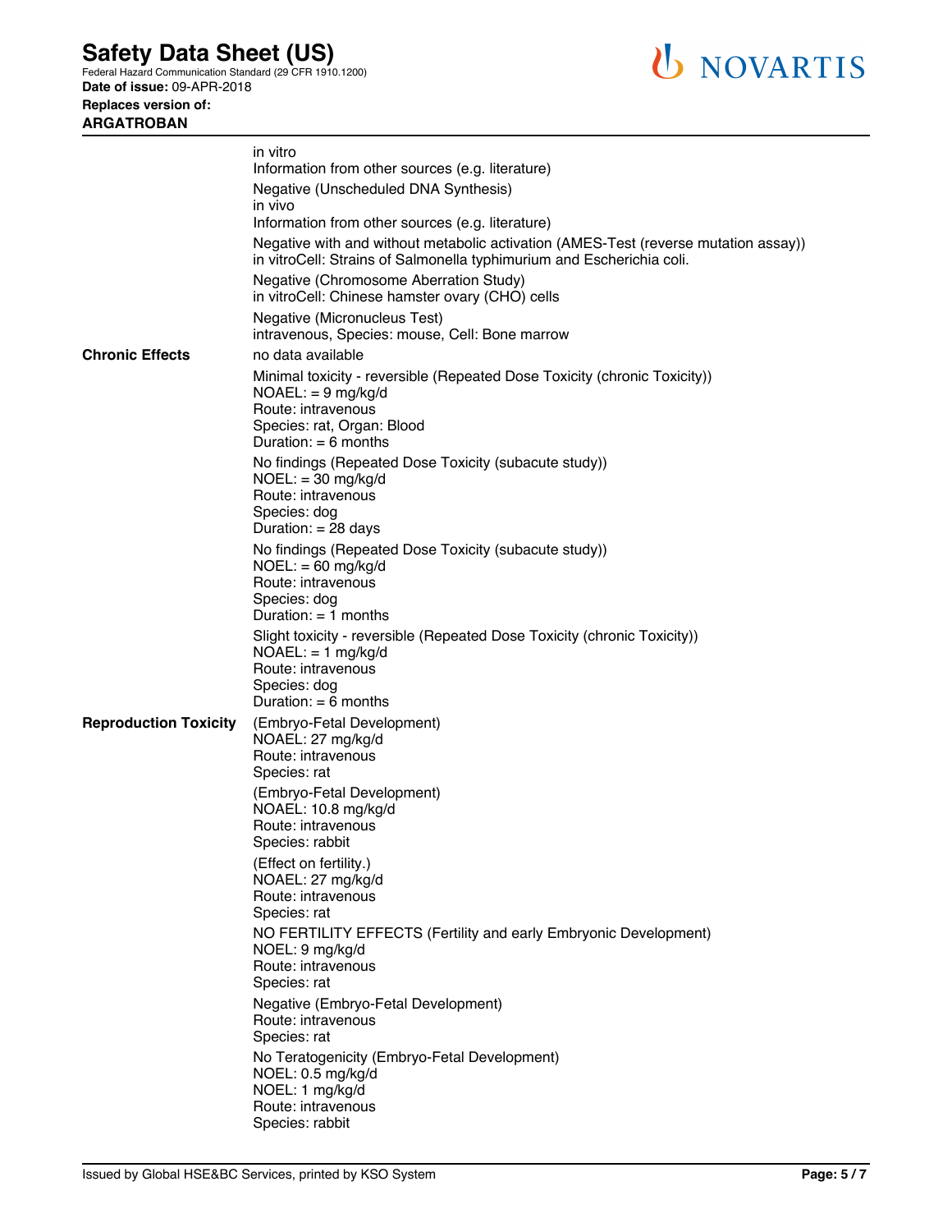| | |
|---|---|
| | in vitro<br>Information from other sources (e.g. literature) |
| | Negative (Unscheduled DNA Synthesis)<br>in vivo<br>Information from other sources (e.g. literature) |
| | Negative with and without metabolic activation (AMES-Test (reverse mutation assay))<br>in vitroCell: Strains of Salmonella typhimurium and Escherichia coli. |
| | Negative (Chromosome Aberration Study)<br>in vitroCell: Chinese hamster ovary (CHO) cells |
| | Negative (Micronucleus Test)<br>intravenous, Species: mouse, Cell: Bone marrow |
| **Chronic Effects** | no data available |
| | Minimal toxicity - reversible (Repeated Dose Toxicity (chronic Toxicity))<br>NOAEL: = 9 mg/kg/d<br>Route: intravenous<br>Species: rat, Organ: Blood<br>Duration: = 6 months |
| | No findings (Repeated Dose Toxicity (subacute study))<br>NOEL: = 30 mg/kg/d<br>Route: intravenous<br>Species: dog<br>Duration: = 28 days |
| | No findings (Repeated Dose Toxicity (subacute study))<br>NOEL: = 60 mg/kg/d<br>Route: intravenous<br>Species: dog<br>Duration: = 1 months |
| | Slight toxicity - reversible (Repeated Dose Toxicity (chronic Toxicity))<br>NOAEL: = 1 mg/kg/d<br>Route: intravenous<br>Species: dog<br>Duration: = 6 months |
| **Reproduction Toxicity** | (Embryo-Fetal Development)<br>NOAEL: 27 mg/kg/d<br>Route: intravenous<br>Species: rat |
| | (Embryo-Fetal Development)<br>NOAEL: 10.8 mg/kg/d<br>Route: intravenous<br>Species: rabbit |
| | (Effect on fertility.)<br>NOAEL: 27 mg/kg/d<br>Route: intravenous<br>Species: rat |
| | NO FERTILITY EFFECTS (Fertility and early Embryonic Development)<br>NOEL: 9 mg/kg/d<br>Route: intravenous<br>Species: rat |
| | Negative (Embryo-Fetal Development)<br>Route: intravenous<br>Species: rat |
| | No Teratogenicity (Embryo-Fetal Development)<br>NOEL: 0.5 mg/kg/d<br>NOEL: 1 mg/kg/d<br>Route: intravenous<br>Species: rabbit |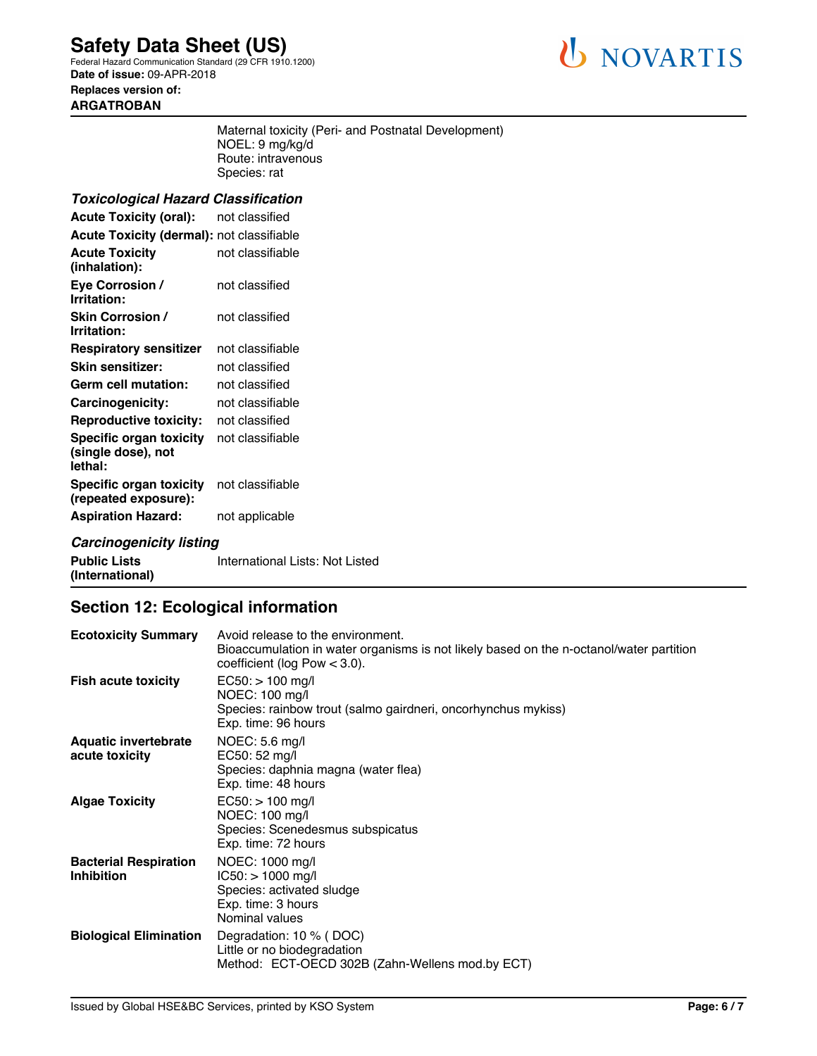Maternal toxicity (Peri- and Postnatal Development)
NOEL: 9 mg/kg/d
Route: intravenous
Species: rat

### *Toxicological Hazard Classification*

| | |
|---|---|
| **Acute Toxicity (oral):** | not classified |
| **Acute Toxicity (dermal):** | not classifiable |
| **Acute Toxicity (inhalation):** | not classifiable |
| **Eye Corrosion / Irritation:** | not classified |
| **Skin Corrosion / Irritation:** | not classified |
| **Respiratory sensitizer** | not classifiable |
| **Skin sensitizer:** | not classified |
| **Germ cell mutation:** | not classified |
| **Carcinogenicity:** | not classifiable |
| **Reproductive toxicity:** | not classified |
| **Specific organ toxicity (single dose), not lethal:** | not classifiable |
| **Specific organ toxicity (repeated exposure):** | not classifiable |
| **Aspiration Hazard:** | not applicable |

### *Carcinogenicity listing*

| | |
|---|---|
| **Public Lists (International)** | International Lists: Not Listed |

## Section 12: Ecological information

| | |
|---|---|
| **Ecotoxicity Summary** | Avoid release to the environment.<br>Bioaccumulation in water organisms is not likely based on the n-octanol/water partition coefficient (log Pow < 3.0). |
| **Fish acute toxicity** | EC50: > 100 mg/l<br>NOEC: 100 mg/l<br>Species: rainbow trout (salmo gairdneri, oncorhynchus mykiss)<br>Exp. time: 96 hours |
| **Aquatic invertebrate acute toxicity** | NOEC: 5.6 mg/l<br>EC50: 52 mg/l<br>Species: daphnia magna (water flea)<br>Exp. time: 48 hours |
| **Algae Toxicity** | EC50: > 100 mg/l<br>NOEC: 100 mg/l<br>Species: Scenedesmus subspicatus<br>Exp. time: 72 hours |
| **Bacterial Respiration Inhibition** | NOEC: 1000 mg/l<br>IC50: > 1000 mg/l<br>Species: activated sludge<br>Exp. time: 3 hours<br>Nominal values |
| **Biological Elimination** | Degradation: 10 % ( DOC)<br>Little or no biodegradation<br>Method: ECT-OECD 302B (Zahn-Wellens mod.by ECT) |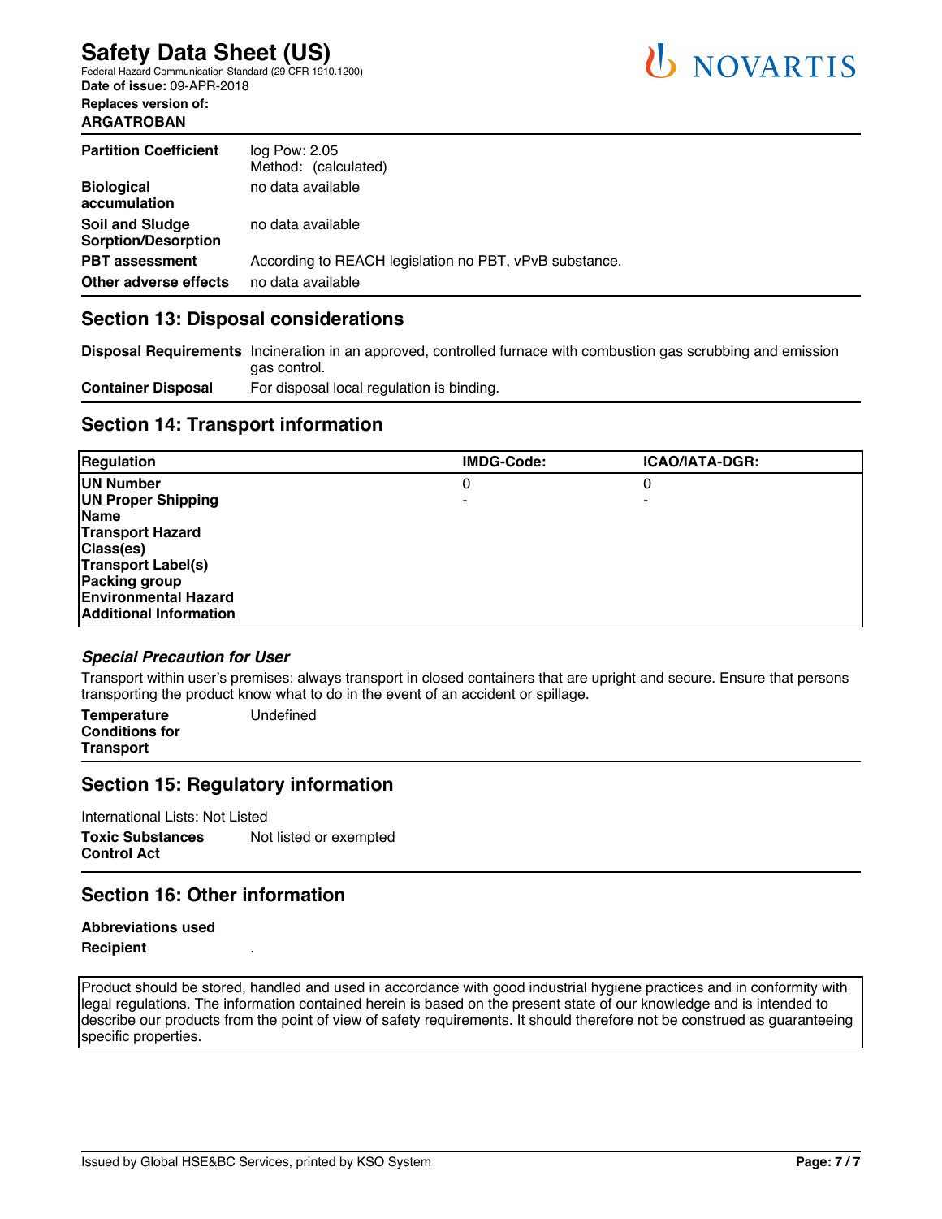| | |
|---|---|
| **Partition Coefficient** | log Pow: 2.05<br>Method: (calculated) |
| **Biological accumulation** | no data available |
| **Soil and Sludge Sorption/Desorption** | no data available |
| **PBT assessment** | According to REACH legislation no PBT, vPvB substance. |
| **Other adverse effects** | no data available |

## Section 13: Disposal considerations

| | |
|---|---|
| **Disposal Requirements** | Incineration in an approved, controlled furnace with combustion gas scrubbing and emission gas control. |
| **Container Disposal** | For disposal local regulation is binding. |

## Section 14: Transport information

| Regulation | IMDG-Code: | ICAO/IATA-DGR: |
|---|---|---|
| UN Number | 0 | 0 |
| UN Proper Shipping Name | - | - |
| Transport Hazard Class(es) | | |
| Transport Label(s) | | |
| Packing group | | |
| Environmental Hazard | | |
| Additional Information | | |

### *Special Precaution for User*

Transport within user's premises: always transport in closed containers that are upright and secure. Ensure that persons transporting the product know what to do in the event of an accident or spillage.

| | |
|---|---|
| **Temperature Conditions for Transport** | Undefined |

## Section 15: Regulatory information

International Lists: Not Listed

| | |
|---|---|
| **Toxic Substances Control Act** | Not listed or exempted |

## Section 16: Other information

**Abbreviations used**

**Recipient** .

Product should be stored, handled and used in accordance with good industrial hygiene practices and in conformity with legal regulations. The information contained herein is based on the present state of our knowledge and is intended to describe our products from the point of view of safety requirements. It should therefore not be construed as guaranteeing specific properties.